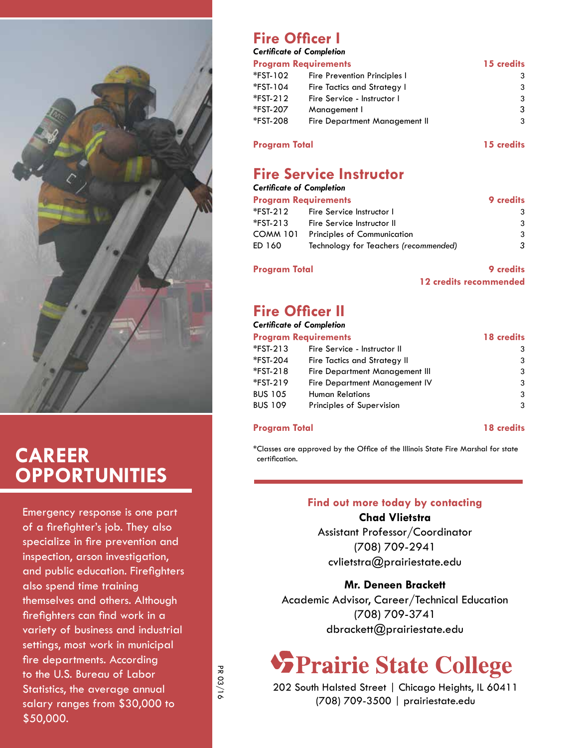## CAREER OPPORTUNITIES

Emergency response is one part of a firefighter's job. They also specialize in fire prevention and inspection, arson investigation, and public education. Firefighters also spend time training themselves and others. Although firefighters can find work in a variety of business and industrial settings, most work in municipal fire departments. According to the U.S. Bureau of Labor Statistics, the average annual salary ranges from $30,000 to $50,000.

## Fire Officer I

***Certificate of Completion***

| **Program Requirements** | | **15 credits** |
|---|---|---|
| *FST-102 | Fire Prevention Principles I | 3 |
| *FST-104 | Fire Tactics and Strategy I | 3 |
| *FST-212 | Fire Service - Instructor I | 3 |
| *FST-207 | Management I | 3 |
| *FST-208 | Fire Department Management II | 3 |
| **Program Total** | | **15 credits** |

## Fire Service Instructor

***Certificate of Completion***

| **Program Requirements** | | **9 credits** |
|---|---|---|
| *FST-212 | Fire Service Instructor I | 3 |
| *FST-213 | Fire Service Instructor II | 3 |
| COMM 101 | Principles of Communication | 3 |
| ED 160 | Technology for Teachers *(recommended)* | 3 |
| **Program Total** | | **9 credits** |
| | | **12 credits recommended** |

## Fire Officer II

***Certificate of Completion***

| **Program Requirements** | | **18 credits** |
|---|---|---|
| *FST-213 | Fire Service - Instructor II | 3 |
| *FST-204 | Fire Tactics and Strategy II | 3 |
| *FST-218 | Fire Department Management III | 3 |
| *FST-219 | Fire Department Management IV | 3 |
| BUS 105 | Human Relations | 3 |
| BUS 109 | Principles of Supervision | 3 |
| **Program Total** | | **18 credits** |

*Classes are approved by the Office of the Illinois State Fire Marshal for state certification.

**Find out more today by contacting**

**Chad Vlietstra**
Assistant Professor/Coordinator
(708) 709-2941
cvlietstra@prairiestate.edu

**Mr. Deneen Brackett**
Academic Advisor, Career/Technical Education
(708) 709-3741
dbrackett@prairiestate.edu

**Prairie State College**
202 South Halsted Street | Chicago Heights, IL 60411
(708) 709-3500 | prairiestate.edu

PR 03/16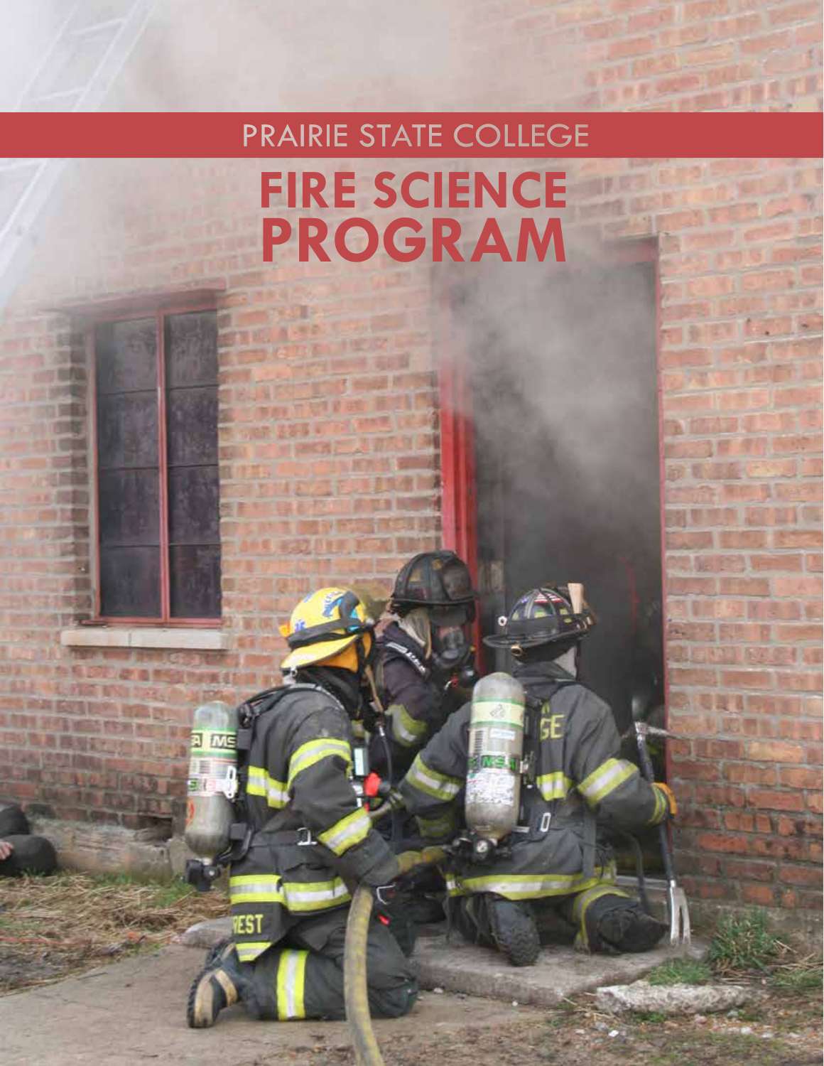PRAIRIE STATE COLLEGE

# FIRE SCIENCE PROGRAM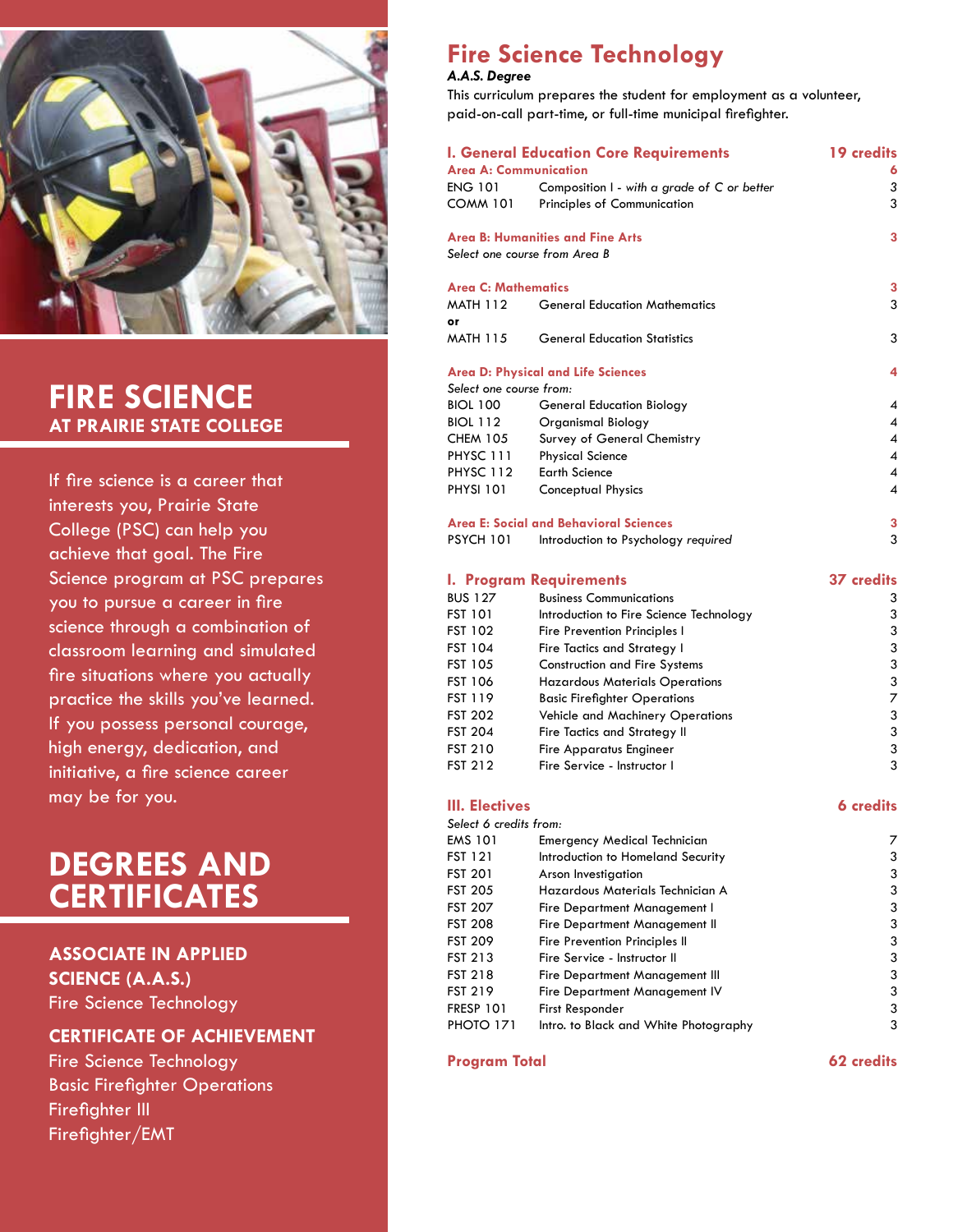# FIRE SCIENCE
## AT PRAIRIE STATE COLLEGE

If fire science is a career that interests you, Prairie State College (PSC) can help you achieve that goal. The Fire Science program at PSC prepares you to pursue a career in fire science through a combination of classroom learning and simulated fire situations where you actually practice the skills you've learned. If you possess personal courage, high energy, dedication, and initiative, a fire science career may be for you.

# DEGREES AND CERTIFICATES

### ASSOCIATE IN APPLIED SCIENCE (A.A.S.)

Fire Science Technology

### CERTIFICATE OF ACHIEVEMENT

Fire Science Technology
Basic Firefighter Operations
Firefighter III
Firefighter/EMT

# Fire Science Technology

***A.A.S. Degree***

This curriculum prepares the student for employment as a volunteer, paid-on-call part-time, or full-time municipal firefighter.

## I. General Education Core Requirements — 19 credits

**Area A: Communication — 6**

| Course | Title | Credits |
|---|---|---|
| ENG 101 | Composition I - *with a grade of C or better* | *3* |
| COMM 101 | Principles of Communication | 3 |

**Area B: Humanities and Fine Arts — 3**

*Select one course from Area B*

**Area C: Mathematics — 3**

| Course | Title | Credits |
|---|---|---|
| MATH 112 | General Education Mathematics | 3 |
| **or** | | |
| MATH 115 | General Education Statistics | 3 |

**Area D: Physical and Life Sciences — 4**

*Select one course from:*

| Course | Title | Credits |
|---|---|---|
| BIOL 100 | General Education Biology | 4 |
| BIOL 112 | Organismal Biology | 4 |
| CHEM 105 | Survey of General Chemistry | 4 |
| PHYSC 111 | Physical Science | 4 |
| PHYSC 112 | Earth Science | 4 |
| PHYSI 101 | Conceptual Physics | 4 |

**Area E: Social and Behavioral Sciences — 3**

| Course | Title | Credits |
|---|---|---|
| PSYCH 101 | Introduction to Psychology *required* | 3 |

## I. Program Requirements — 37 credits

| Course | Title | Credits |
|---|---|---|
| BUS 127 | Business Communications | 3 |
| FST 101 | Introduction to Fire Science Technology | 3 |
| FST 102 | Fire Prevention Principles I | 3 |
| FST 104 | Fire Tactics and Strategy I | 3 |
| FST 105 | Construction and Fire Systems | 3 |
| FST 106 | Hazardous Materials Operations | 3 |
| FST 119 | Basic Firefighter Operations | 7 |
| FST 202 | Vehicle and Machinery Operations | 3 |
| FST 204 | Fire Tactics and Strategy II | 3 |
| FST 210 | Fire Apparatus Engineer | 3 |
| FST 212 | Fire Service - Instructor I | 3 |

## III. Electives — 6 credits

*Select 6 credits from:*

| Course | Title | Credits |
|---|---|---|
| EMS 101 | Emergency Medical Technician | 7 |
| FST 121 | Introduction to Homeland Security | 3 |
| FST 201 | Arson Investigation | 3 |
| FST 205 | Hazardous Materials Technician A | 3 |
| FST 207 | Fire Department Management I | 3 |
| FST 208 | Fire Department Management II | 3 |
| FST 209 | Fire Prevention Principles II | 3 |
| FST 213 | Fire Service - Instructor II | 3 |
| FST 218 | Fire Department Management III | 3 |
| FST 219 | Fire Department Management IV | 3 |
| FRESP 101 | First Responder | 3 |
| PHOTO 171 | Intro. to Black and White Photography | 3 |

**Program Total — 62 credits**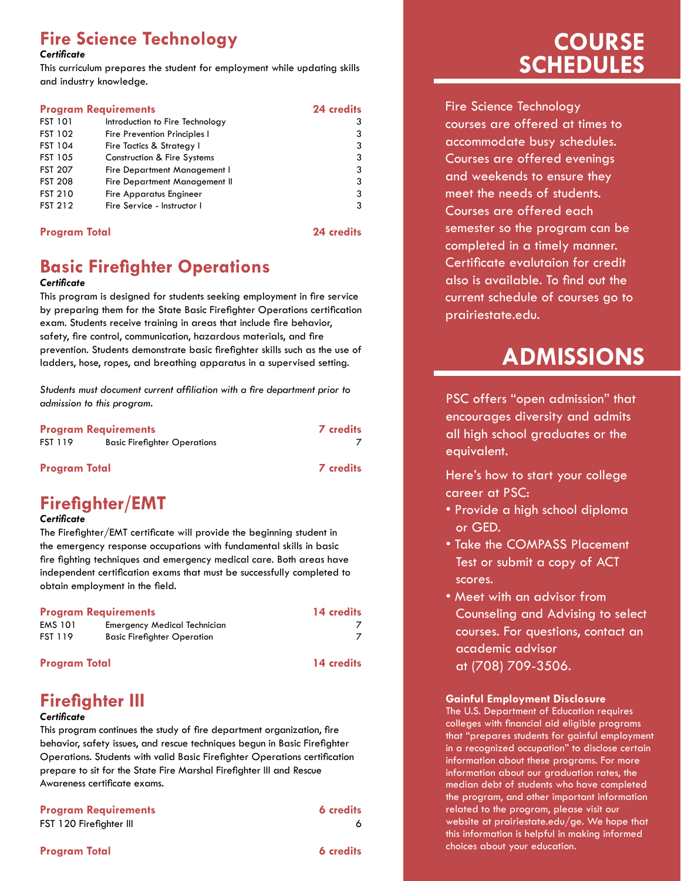## Fire Science Technology

***Certificate***

This curriculum prepares the student for employment while updating skills and industry knowledge.

| Program Requirements | | 24 credits |
|---|---|---|
| FST 101 | Introduction to Fire Technology | 3 |
| FST 102 | Fire Prevention Principles I | 3 |
| FST 104 | Fire Tactics & Strategy I | 3 |
| FST 105 | Construction & Fire Systems | 3 |
| FST 207 | Fire Department Management I | 3 |
| FST 208 | Fire Department Management II | 3 |
| FST 210 | Fire Apparatus Engineer | 3 |
| FST 212 | Fire Service - Instructor I | 3 |
| **Program Total** | | **24 credits** |

## Basic Firefighter Operations

***Certificate***

This program is designed for students seeking employment in fire service by preparing them for the State Basic Firefighter Operations certification exam. Students receive training in areas that include fire behavior, safety, fire control, communication, hazardous materials, and fire prevention. Students demonstrate basic firefighter skills such as the use of ladders, hose, ropes, and breathing apparatus in a supervised setting.

*Students must document current affiliation with a fire department prior to admission to this program.*

| Program Requirements | | 7 credits |
|---|---|---|
| FST 119 | Basic Firefighter Operations | 7 |
| **Program Total** | | **7 credits** |

## Firefighter/EMT

***Certificate***

The Firefighter/EMT certificate will provide the beginning student in the emergency response occupations with fundamental skills in basic fire fighting techniques and emergency medical care. Both areas have independent certification exams that must be successfully completed to obtain employment in the field.

| Program Requirements | | 14 credits |
|---|---|---|
| EMS 101 | Emergency Medical Technician | 7 |
| FST 119 | Basic Firefighter Operation | 7 |
| **Program Total** | | **14 credits** |

## Firefighter III

***Certificate***

This program continues the study of fire department organization, fire behavior, safety issues, and rescue techniques begun in Basic Firefighter Operations. Students with valid Basic Firefighter Operations certification prepare to sit for the State Fire Marshal Firefighter III and Rescue Awareness certificate exams.

| Program Requirements | 6 credits |
|---|---|
| FST 120 Firefighter III | 6 |
| **Program Total** | **6 credits** |

# COURSE SCHEDULES

Fire Science Technology courses are offered at times to accommodate busy schedules. Courses are offered evenings and weekends to ensure they meet the needs of students. Courses are offered each semester so the program can be completed in a timely manner. Certificate evalutaion for credit also is available. To find out the current schedule of courses go to prairiestate.edu.

# ADMISSIONS

PSC offers "open admission" that encourages diversity and admits all high school graduates or the equivalent.

Here's how to start your college career at PSC:

- Provide a high school diploma or GED.
- Take the COMPASS Placement Test or submit a copy of ACT scores.
- Meet with an advisor from Counseling and Advising to select courses. For questions, contact an academic advisor at (708) 709-3506.

**Gainful Employment Disclosure**

The U.S. Department of Education requires colleges with financial aid eligible programs that "prepares students for gainful employment in a recognized occupation" to disclose certain information about these programs. For more information about our graduation rates, the median debt of students who have completed the program, and other important information related to the program, please visit our website at prairiestate.edu/ge. We hope that this information is helpful in making informed choices about your education.